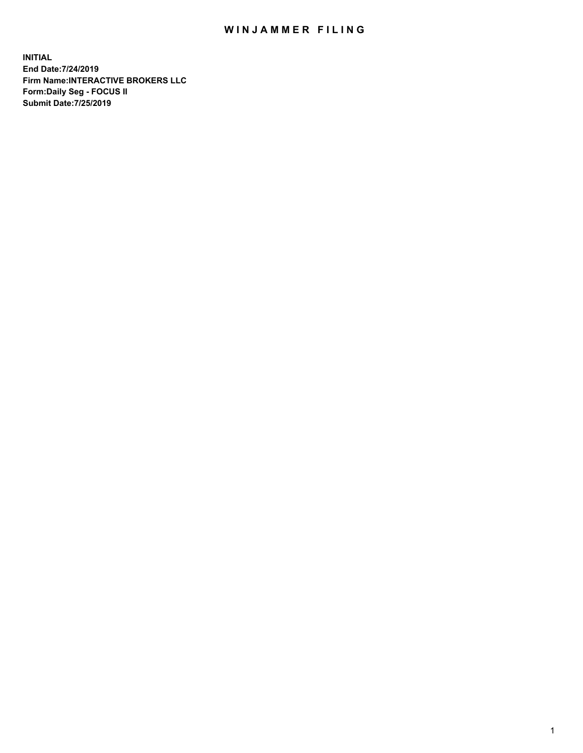# WINJAMMER FILING

**INITIAL**
**End Date:7/24/2019**
**Firm Name:INTERACTIVE BROKERS LLC**
**Form:Daily Seg - FOCUS II**
**Submit Date:7/25/2019**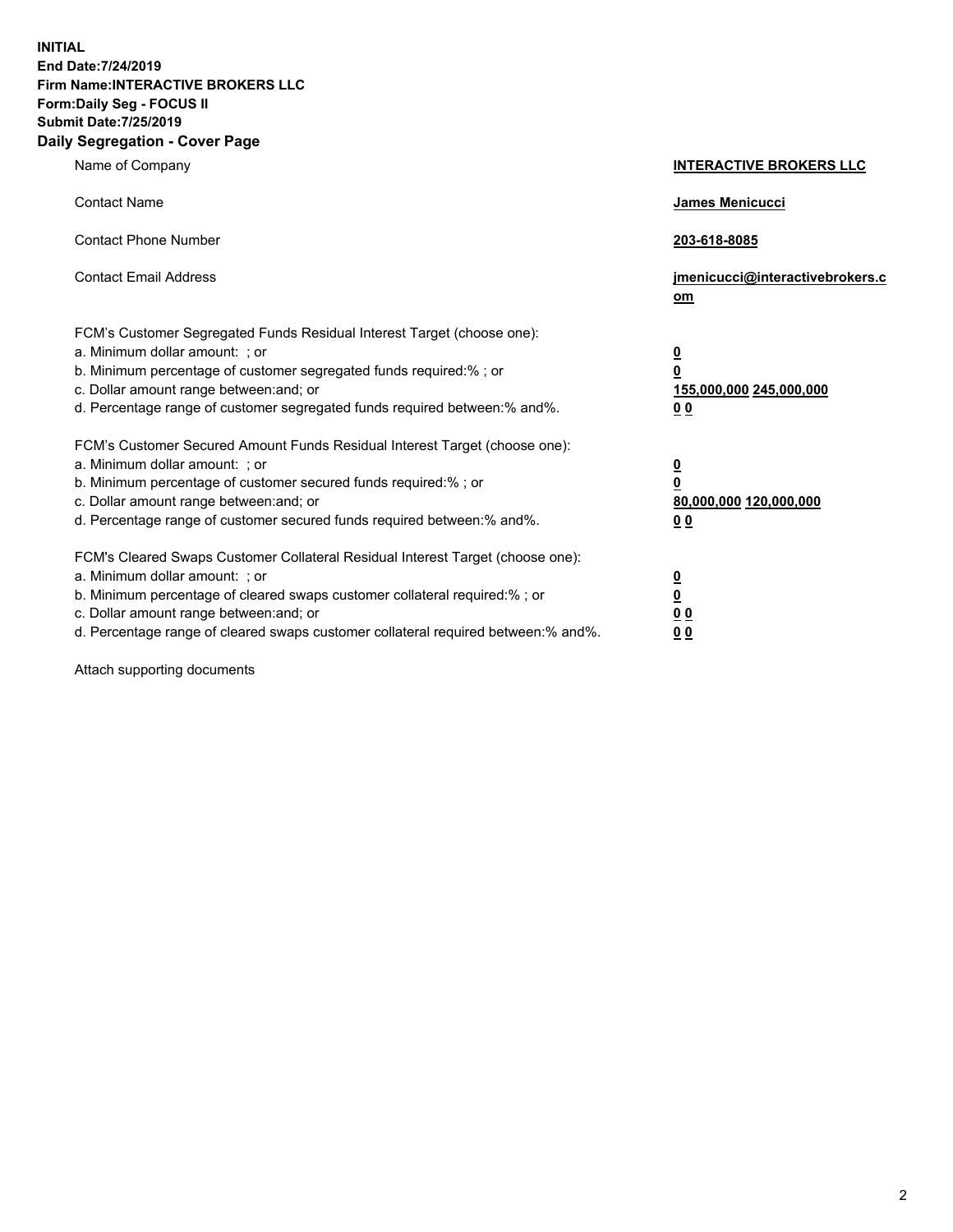**INITIAL**
**End Date:7/24/2019**
**Firm Name:INTERACTIVE BROKERS LLC**
**Form:Daily Seg - FOCUS II**
**Submit Date:7/25/2019**
**Daily Segregation - Cover Page**

| | |
|---|---|
| Name of Company | **INTERACTIVE BROKERS LLC** |
| Contact Name | **James Menicucci** |
| Contact Phone Number | **203-618-8085** |
| Contact Email Address | **jmenicucci@interactivebrokers.com** |
| FCM's Customer Segregated Funds Residual Interest Target (choose one): | |
| a. Minimum dollar amount: ; or | **0** |
| b. Minimum percentage of customer segregated funds required:% ; or | **0** |
| c. Dollar amount range between:and; or | **155,000,000 245,000,000** |
| d. Percentage range of customer segregated funds required between:% and%. | **0 0** |
| FCM's Customer Secured Amount Funds Residual Interest Target (choose one): | |
| a. Minimum dollar amount: ; or | **0** |
| b. Minimum percentage of customer secured funds required:% ; or | **0** |
| c. Dollar amount range between:and; or | **80,000,000 120,000,000** |
| d. Percentage range of customer secured funds required between:% and%. | **0 0** |
| FCM's Cleared Swaps Customer Collateral Residual Interest Target (choose one): | |
| a. Minimum dollar amount: ; or | **0** |
| b. Minimum percentage of cleared swaps customer collateral required:% ; or | **0** |
| c. Dollar amount range between:and; or | **0 0** |
| d. Percentage range of cleared swaps customer collateral required between:% and%. | **0 0** |

Attach supporting documents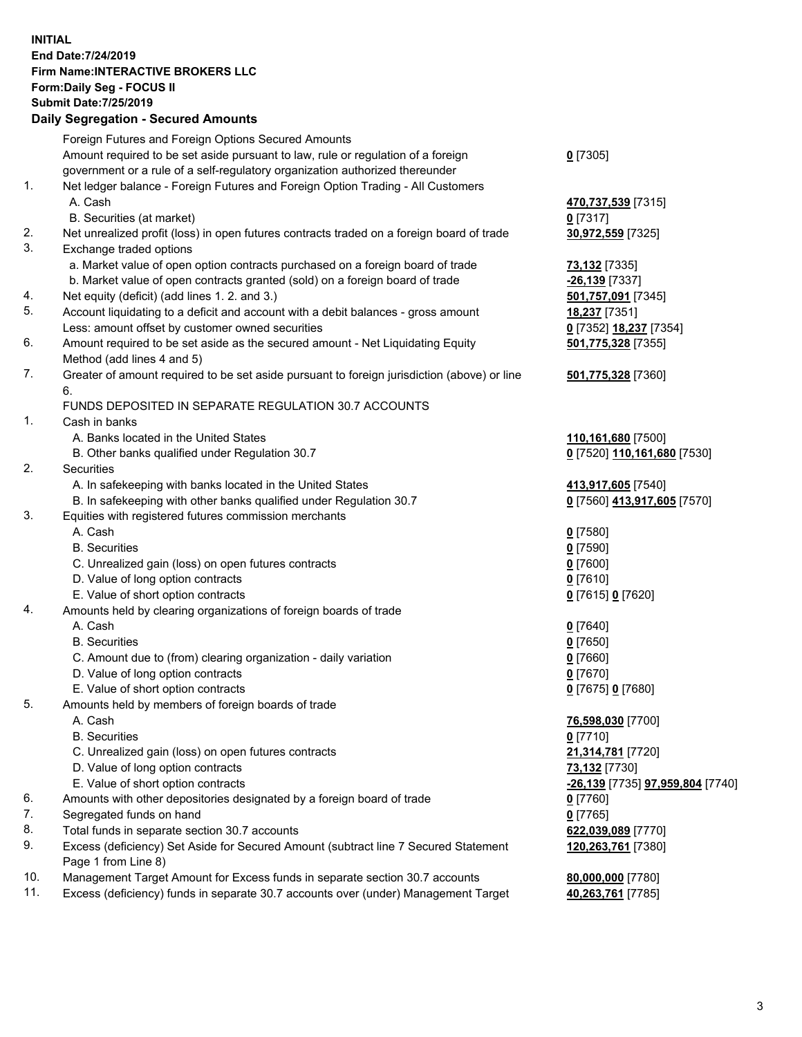**INITIAL**
**End Date:7/24/2019**
**Firm Name:INTERACTIVE BROKERS LLC**
**Form:Daily Seg - FOCUS II**
**Submit Date:7/25/2019**

**Daily Segregation - Secured Amounts**

| | | |
|---|---|---|
| | Foreign Futures and Foreign Options Secured Amounts | |
| | Amount required to be set aside pursuant to law, rule or regulation of a foreign government or a rule of a self-regulatory organization authorized thereunder | **0** [7305] |
| 1. | Net ledger balance - Foreign Futures and Foreign Option Trading - All Customers | |
| | A. Cash | **470,737,539** [7315] |
| | B. Securities (at market) | **0** [7317] |
| 2. | Net unrealized profit (loss) in open futures contracts traded on a foreign board of trade | **30,972,559** [7325] |
| 3. | Exchange traded options | |
| | a. Market value of open option contracts purchased on a foreign board of trade | **73,132** [7335] |
| | b. Market value of open contracts granted (sold) on a foreign board of trade | **-26,139** [7337] |
| 4. | Net equity (deficit) (add lines 1. 2. and 3.) | **501,757,091** [7345] |
| 5. | Account liquidating to a deficit and account with a debit balances - gross amount | **18,237** [7351] |
| | Less: amount offset by customer owned securities | **0** [7352] **18,237** [7354] |
| 6. | Amount required to be set aside as the secured amount - Net Liquidating Equity Method (add lines 4 and 5) | **501,775,328** [7355] |
| 7. | Greater of amount required to be set aside pursuant to foreign jurisdiction (above) or line 6. | **501,775,328** [7360] |
| | FUNDS DEPOSITED IN SEPARATE REGULATION 30.7 ACCOUNTS | |
| 1. | Cash in banks | |
| | A. Banks located in the United States | **110,161,680** [7500] |
| | B. Other banks qualified under Regulation 30.7 | **0** [7520] **110,161,680** [7530] |
| 2. | Securities | |
| | A. In safekeeping with banks located in the United States | **413,917,605** [7540] |
| | B. In safekeeping with other banks qualified under Regulation 30.7 | **0** [7560] **413,917,605** [7570] |
| 3. | Equities with registered futures commission merchants | |
| | A. Cash | **0** [7580] |
| | B. Securities | **0** [7590] |
| | C. Unrealized gain (loss) on open futures contracts | **0** [7600] |
| | D. Value of long option contracts | **0** [7610] |
| | E. Value of short option contracts | **0** [7615] **0** [7620] |
| 4. | Amounts held by clearing organizations of foreign boards of trade | |
| | A. Cash | **0** [7640] |
| | B. Securities | **0** [7650] |
| | C. Amount due to (from) clearing organization - daily variation | **0** [7660] |
| | D. Value of long option contracts | **0** [7670] |
| | E. Value of short option contracts | **0** [7675] **0** [7680] |
| 5. | Amounts held by members of foreign boards of trade | |
| | A. Cash | **76,598,030** [7700] |
| | B. Securities | **0** [7710] |
| | C. Unrealized gain (loss) on open futures contracts | **21,314,781** [7720] |
| | D. Value of long option contracts | **73,132** [7730] |
| | E. Value of short option contracts | **-26,139** [7735] **97,959,804** [7740] |
| 6. | Amounts with other depositories designated by a foreign board of trade | **0** [7760] |
| 7. | Segregated funds on hand | **0** [7765] |
| 8. | Total funds in separate section 30.7 accounts | **622,039,089** [7770] |
| 9. | Excess (deficiency) Set Aside for Secured Amount (subtract line 7 Secured Statement Page 1 from Line 8) | **120,263,761** [7380] |
| 10. | Management Target Amount for Excess funds in separate section 30.7 accounts | **80,000,000** [7780] |
| 11. | Excess (deficiency) funds in separate 30.7 accounts over (under) Management Target | **40,263,761** [7785] |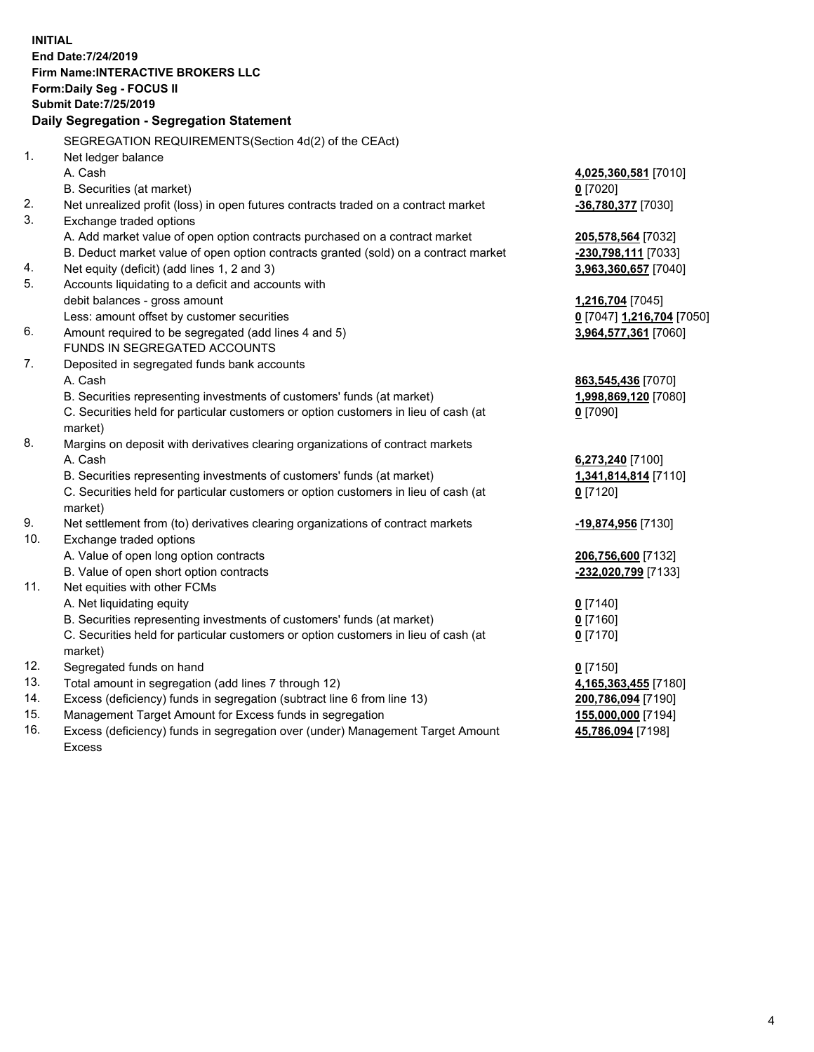**INITIAL**
**End Date:7/24/2019**
**Firm Name:INTERACTIVE BROKERS LLC**
**Form:Daily Seg - FOCUS II**
**Submit Date:7/25/2019**

**Daily Segregation - Segregation Statement**

SEGREGATION REQUIREMENTS(Section 4d(2) of the CEAct)

| | | |
|---|---|---|
| 1. | Net ledger balance | |
| | A. Cash | **4,025,360,581** [7010] |
| | B. Securities (at market) | **0** [7020] |
| 2. | Net unrealized profit (loss) in open futures contracts traded on a contract market | **-36,780,377** [7030] |
| 3. | Exchange traded options | |
| | A. Add market value of open option contracts purchased on a contract market | **205,578,564** [7032] |
| | B. Deduct market value of open option contracts granted (sold) on a contract market | **-230,798,111** [7033] |
| 4. | Net equity (deficit) (add lines 1, 2 and 3) | **3,963,360,657** [7040] |
| 5. | Accounts liquidating to a deficit and accounts with debit balances - gross amount | **1,216,704** [7045] |
| | Less: amount offset by customer securities | **0** [7047] **1,216,704** [7050] |
| 6. | Amount required to be segregated (add lines 4 and 5) | **3,964,577,361** [7060] |
| | FUNDS IN SEGREGATED ACCOUNTS | |
| 7. | Deposited in segregated funds bank accounts | |
| | A. Cash | **863,545,436** [7070] |
| | B. Securities representing investments of customers' funds (at market) | **1,998,869,120** [7080] |
| | C. Securities held for particular customers or option customers in lieu of cash (at market) | **0** [7090] |
| 8. | Margins on deposit with derivatives clearing organizations of contract markets | |
| | A. Cash | **6,273,240** [7100] |
| | B. Securities representing investments of customers' funds (at market) | **1,341,814,814** [7110] |
| | C. Securities held for particular customers or option customers in lieu of cash (at market) | **0** [7120] |
| 9. | Net settlement from (to) derivatives clearing organizations of contract markets | **-19,874,956** [7130] |
| 10. | Exchange traded options | |
| | A. Value of open long option contracts | **206,756,600** [7132] |
| | B. Value of open short option contracts | **-232,020,799** [7133] |
| 11. | Net equities with other FCMs | |
| | A. Net liquidating equity | **0** [7140] |
| | B. Securities representing investments of customers' funds (at market) | **0** [7160] |
| | C. Securities held for particular customers or option customers in lieu of cash (at market) | **0** [7170] |
| 12. | Segregated funds on hand | **0** [7150] |
| 13. | Total amount in segregation (add lines 7 through 12) | **4,165,363,455** [7180] |
| 14. | Excess (deficiency) funds in segregation (subtract line 6 from line 13) | **200,786,094** [7190] |
| 15. | Management Target Amount for Excess funds in segregation | **155,000,000** [7194] |
| 16. | Excess (deficiency) funds in segregation over (under) Management Target Amount Excess | **45,786,094** [7198] |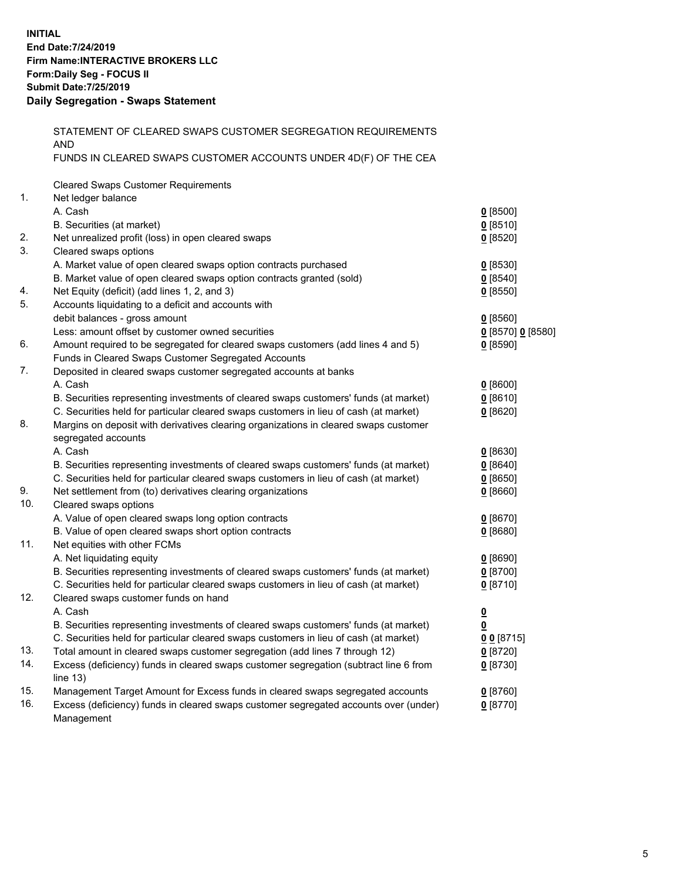**INITIAL**
**End Date:7/24/2019**
**Firm Name:INTERACTIVE BROKERS LLC**
**Form:Daily Seg - FOCUS II**
**Submit Date:7/25/2019**
**Daily Segregation - Swaps Statement**

STATEMENT OF CLEARED SWAPS CUSTOMER SEGREGATION REQUIREMENTS AND FUNDS IN CLEARED SWAPS CUSTOMER ACCOUNTS UNDER 4D(F) OF THE CEA

| | | |
|---|---|---|
| | Cleared Swaps Customer Requirements | |
| 1. | Net ledger balance | |
| | A. Cash | 0 [8500] |
| | B. Securities (at market) | 0 [8510] |
| 2. | Net unrealized profit (loss) in open cleared swaps | 0 [8520] |
| 3. | Cleared swaps options | |
| | A. Market value of open cleared swaps option contracts purchased | 0 [8530] |
| | B. Market value of open cleared swaps option contracts granted (sold) | 0 [8540] |
| 4. | Net Equity (deficit) (add lines 1, 2, and 3) | 0 [8550] |
| 5. | Accounts liquidating to a deficit and accounts with debit balances - gross amount | 0 [8560] |
| | Less: amount offset by customer owned securities | 0 [8570] 0 [8580] |
| 6. | Amount required to be segregated for cleared swaps customers (add lines 4 and 5) | 0 [8590] |
| | Funds in Cleared Swaps Customer Segregated Accounts | |
| 7. | Deposited in cleared swaps customer segregated accounts at banks | |
| | A. Cash | 0 [8600] |
| | B. Securities representing investments of cleared swaps customers' funds (at market) | 0 [8610] |
| | C. Securities held for particular cleared swaps customers in lieu of cash (at market) | 0 [8620] |
| 8. | Margins on deposit with derivatives clearing organizations in cleared swaps customer segregated accounts | |
| | A. Cash | 0 [8630] |
| | B. Securities representing investments of cleared swaps customers' funds (at market) | 0 [8640] |
| | C. Securities held for particular cleared swaps customers in lieu of cash (at market) | 0 [8650] |
| 9. | Net settlement from (to) derivatives clearing organizations | 0 [8660] |
| 10. | Cleared swaps options | |
| | A. Value of open cleared swaps long option contracts | 0 [8670] |
| | B. Value of open cleared swaps short option contracts | 0 [8680] |
| 11. | Net equities with other FCMs | |
| | A. Net liquidating equity | 0 [8690] |
| | B. Securities representing investments of cleared swaps customers' funds (at market) | 0 [8700] |
| | C. Securities held for particular cleared swaps customers in lieu of cash (at market) | 0 [8710] |
| 12. | Cleared swaps customer funds on hand | |
| | A. Cash | 0 |
| | B. Securities representing investments of cleared swaps customers' funds (at market) | 0 |
| | C. Securities held for particular cleared swaps customers in lieu of cash (at market) | 0 0 [8715] |
| 13. | Total amount in cleared swaps customer segregation (add lines 7 through 12) | 0 [8720] |
| 14. | Excess (deficiency) funds in cleared swaps customer segregation (subtract line 6 from line 13) | 0 [8730] |
| 15. | Management Target Amount for Excess funds in cleared swaps segregated accounts | 0 [8760] |
| 16. | Excess (deficiency) funds in cleared swaps customer segregated accounts over (under) Management | 0 [8770] |